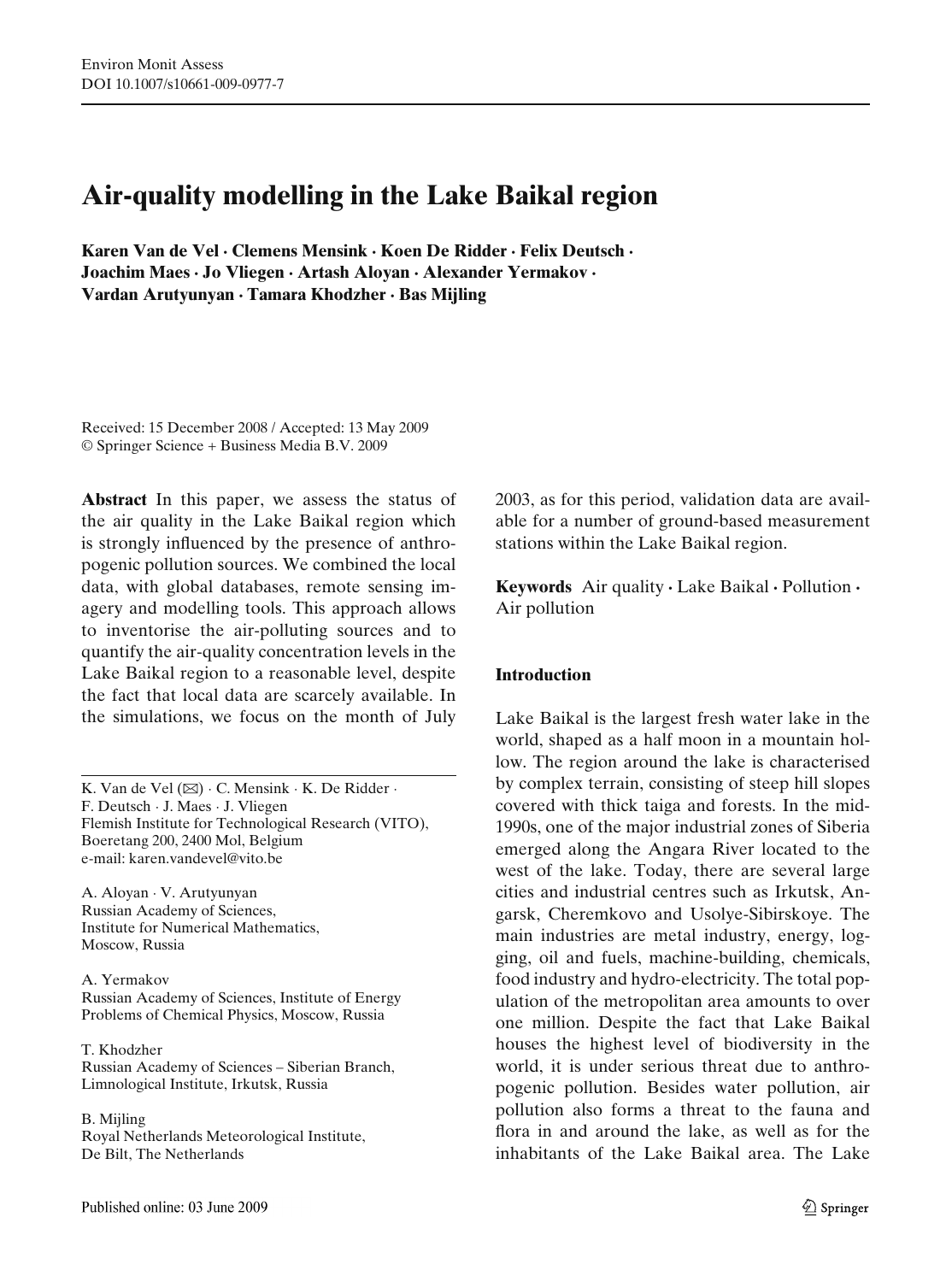# Air-quality modelling in the Lake Baikal region

**Karen Van de Vel · Clemens Mensink · Koen De Ridder · Felix Deutsch · Joachim Maes · Jo Vliegen · Artash Aloyan · Alexander Yermakov · Vardan Arutyunyan · Tamara Khodzher · Bas Mijling**

Received: 15 December 2008 / Accepted: 13 May 2009
© Springer Science + Business Media B.V. 2009

**Abstract** In this paper, we assess the status of the air quality in the Lake Baikal region which is strongly influenced by the presence of anthropogenic pollution sources. We combined the local data, with global databases, remote sensing imagery and modelling tools. This approach allows to inventorise the air-polluting sources and to quantify the air-quality concentration levels in the Lake Baikal region to a reasonable level, despite the fact that local data are scarcely available. In the simulations, we focus on the month of July 2003, as for this period, validation data are available for a number of ground-based measurement stations within the Lake Baikal region.

**Keywords** Air quality · Lake Baikal · Pollution · Air pollution

K. Van de Vel (✉) · C. Mensink · K. De Ridder · F. Deutsch · J. Maes · J. Vliegen
Flemish Institute for Technological Research (VITO), Boeretang 200, 2400 Mol, Belgium
e-mail: karen.vandevel@vito.be

A. Aloyan · V. Arutyunyan
Russian Academy of Sciences, Institute for Numerical Mathematics, Moscow, Russia

A. Yermakov
Russian Academy of Sciences, Institute of Energy Problems of Chemical Physics, Moscow, Russia

T. Khodzher
Russian Academy of Sciences – Siberian Branch, Limnological Institute, Irkutsk, Russia

B. Mijling
Royal Netherlands Meteorological Institute, De Bilt, The Netherlands

## Introduction

Lake Baikal is the largest fresh water lake in the world, shaped as a half moon in a mountain hollow. The region around the lake is characterised by complex terrain, consisting of steep hill slopes covered with thick taiga and forests. In the mid-1990s, one of the major industrial zones of Siberia emerged along the Angara River located to the west of the lake. Today, there are several large cities and industrial centres such as Irkutsk, Angarsk, Cheremkovo and Usolye-Sibirskoye. The main industries are metal industry, energy, logging, oil and fuels, machine-building, chemicals, food industry and hydro-electricity. The total population of the metropolitan area amounts to over one million. Despite the fact that Lake Baikal houses the highest level of biodiversity in the world, it is under serious threat due to anthropogenic pollution. Besides water pollution, air pollution also forms a threat to the fauna and flora in and around the lake, as well as for the inhabitants of the Lake Baikal area. The Lake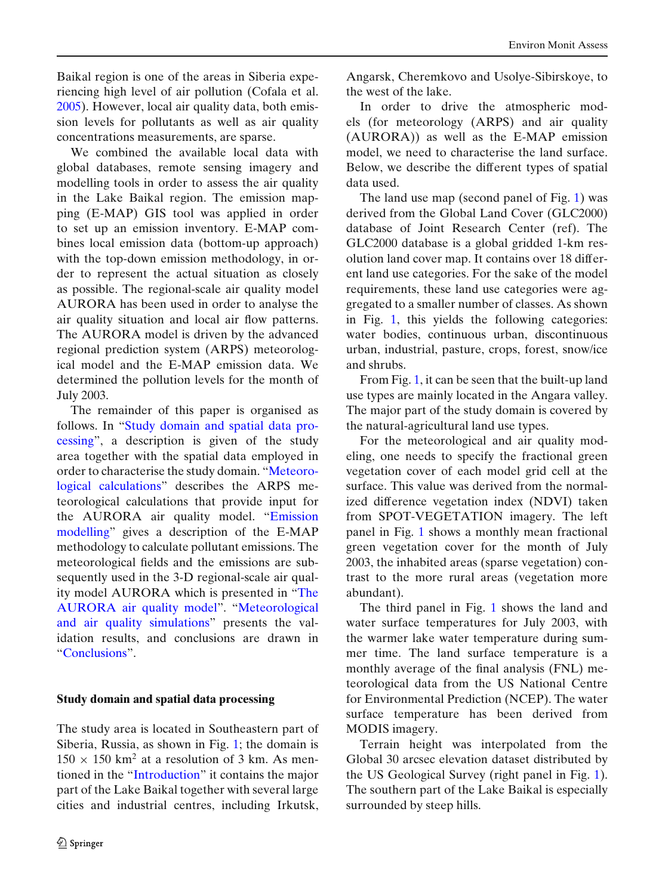Baikal region is one of the areas in Siberia experiencing high level of air pollution (Cofala et al. 2005). However, local air quality data, both emission levels for pollutants as well as air quality concentrations measurements, are sparse.

We combined the available local data with global databases, remote sensing imagery and modelling tools in order to assess the air quality in the Lake Baikal region. The emission mapping (E-MAP) GIS tool was applied in order to set up an emission inventory. E-MAP combines local emission data (bottom-up approach) with the top-down emission methodology, in order to represent the actual situation as closely as possible. The regional-scale air quality model AURORA has been used in order to analyse the air quality situation and local air flow patterns. The AURORA model is driven by the advanced regional prediction system (ARPS) meteorological model and the E-MAP emission data. We determined the pollution levels for the month of July 2003.

The remainder of this paper is organised as follows. In "Study domain and spatial data processing", a description is given of the study area together with the spatial data employed in order to characterise the study domain. "Meteorological calculations" describes the ARPS meteorological calculations that provide input for the AURORA air quality model. "Emission modelling" gives a description of the E-MAP methodology to calculate pollutant emissions. The meteorological fields and the emissions are subsequently used in the 3-D regional-scale air quality model AURORA which is presented in "The AURORA air quality model". "Meteorological and air quality simulations" presents the validation results, and conclusions are drawn in "Conclusions".

## Study domain and spatial data processing

The study area is located in Southeastern part of Siberia, Russia, as shown in Fig. 1; the domain is $150 \times 150$ km$^2$ at a resolution of 3 km. As mentioned in the "Introduction" it contains the major part of the Lake Baikal together with several large cities and industrial centres, including Irkutsk, Angarsk, Cheremkovo and Usolye-Sibirskoye, to the west of the lake.

In order to drive the atmospheric models (for meteorology (ARPS) and air quality (AURORA)) as well as the E-MAP emission model, we need to characterise the land surface. Below, we describe the different types of spatial data used.

The land use map (second panel of Fig. 1) was derived from the Global Land Cover (GLC2000) database of Joint Research Center (ref). The GLC2000 database is a global gridded 1-km resolution land cover map. It contains over 18 different land use categories. For the sake of the model requirements, these land use categories were aggregated to a smaller number of classes. As shown in Fig. 1, this yields the following categories: water bodies, continuous urban, discontinuous urban, industrial, pasture, crops, forest, snow/ice and shrubs.

From Fig. 1, it can be seen that the built-up land use types are mainly located in the Angara valley. The major part of the study domain is covered by the natural-agricultural land use types.

For the meteorological and air quality modeling, one needs to specify the fractional green vegetation cover of each model grid cell at the surface. This value was derived from the normalized difference vegetation index (NDVI) taken from SPOT-VEGETATION imagery. The left panel in Fig. 1 shows a monthly mean fractional green vegetation cover for the month of July 2003, the inhabited areas (sparse vegetation) contrast to the more rural areas (vegetation more abundant).

The third panel in Fig. 1 shows the land and water surface temperatures for July 2003, with the warmer lake water temperature during summer time. The land surface temperature is a monthly average of the final analysis (FNL) meteorological data from the US National Centre for Environmental Prediction (NCEP). The water surface temperature has been derived from MODIS imagery.

Terrain height was interpolated from the Global 30 arcsec elevation dataset distributed by the US Geological Survey (right panel in Fig. 1). The southern part of the Lake Baikal is especially surrounded by steep hills.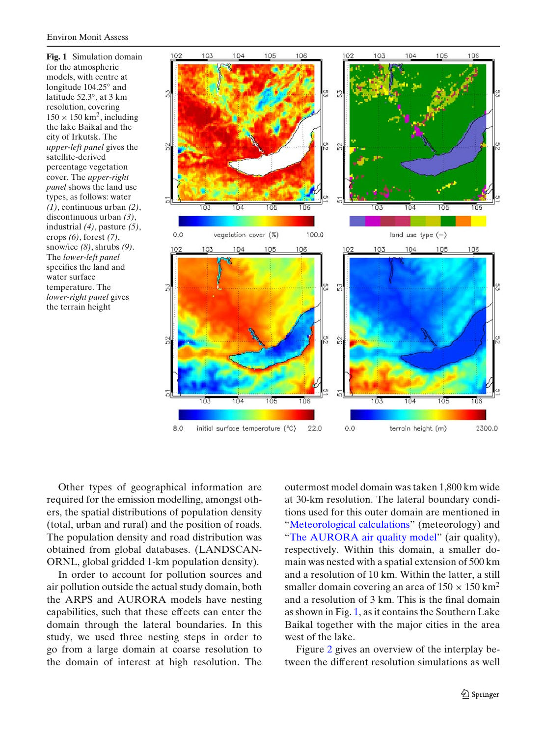**Fig. 1** Simulation domain for the atmospheric models, with centre at longitude 104.25° and latitude 52.3°, at 3 km resolution, covering 150 × 150 km$^2$, including the lake Baikal and the city of Irkutsk. The *upper-left panel* gives the satellite-derived percentage vegetation cover. The *upper-right panel* shows the land use types, as follows: water *(1)*, continuous urban *(2)*, discontinuous urban *(3)*, industrial *(4)*, pasture *(5)*, crops *(6)*, forest *(7)*, snow/ice *(8)*, shrubs *(9)*. The *lower-left panel* specifies the land and water surface temperature. The *lower-right panel* gives the terrain height

Other types of geographical information are required for the emission modelling, amongst others, the spatial distributions of population density (total, urban and rural) and the position of roads. The population density and road distribution was obtained from global databases. (LANDSCAN-ORNL, global gridded 1-km population density).

In order to account for pollution sources and air pollution outside the actual study domain, both the ARPS and AURORA models have nesting capabilities, such that these effects can enter the domain through the lateral boundaries. In this study, we used three nesting steps in order to go from a large domain at coarse resolution to the domain of interest at high resolution. The outermost model domain was taken 1,800 km wide at 30-km resolution. The lateral boundary conditions used for this outer domain are mentioned in "Meteorological calculations" (meteorology) and "The AURORA air quality model" (air quality), respectively. Within this domain, a smaller domain was nested with a spatial extension of 500 km and a resolution of 10 km. Within the latter, a still smaller domain covering an area of 150 × 150 km$^2$ and a resolution of 3 km. This is the final domain as shown in Fig. 1, as it contains the Southern Lake Baikal together with the major cities in the area west of the lake.

Figure 2 gives an overview of the interplay between the different resolution simulations as well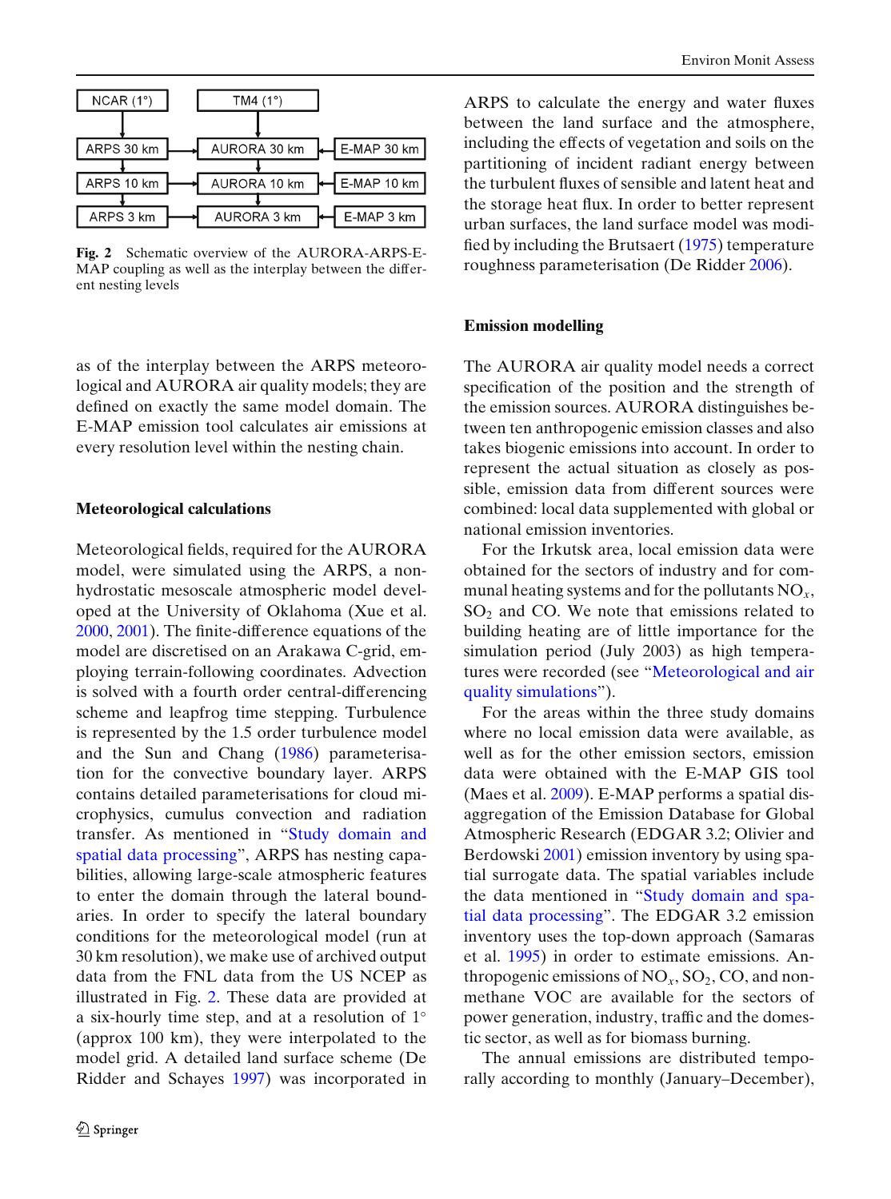| NCAR (1°) | | TM4 (1°) | | |
|---|---|---|---|---|
| ARPS 30 km | → | AURORA 30 km | ← | E-MAP 30 km |
| ARPS 10 km | → | AURORA 10 km | ← | E-MAP 10 km |
| ARPS 3 km | → | AURORA 3 km | ← | E-MAP 3 km |

**Fig. 2** Schematic overview of the AURORA-ARPS-E-MAP coupling as well as the interplay between the different nesting levels

as of the interplay between the ARPS meteorological and AURORA air quality models; they are defined on exactly the same model domain. The E-MAP emission tool calculates air emissions at every resolution level within the nesting chain.

## Meteorological calculations

Meteorological fields, required for the AURORA model, were simulated using the ARPS, a non-hydrostatic mesoscale atmospheric model developed at the University of Oklahoma (Xue et al. 2000, 2001). The finite-difference equations of the model are discretised on an Arakawa C-grid, employing terrain-following coordinates. Advection is solved with a fourth order central-differencing scheme and leapfrog time stepping. Turbulence is represented by the 1.5 order turbulence model and the Sun and Chang (1986) parameterisation for the convective boundary layer. ARPS contains detailed parameterisations for cloud microphysics, cumulus convection and radiation transfer. As mentioned in "Study domain and spatial data processing", ARPS has nesting capabilities, allowing large-scale atmospheric features to enter the domain through the lateral boundaries. In order to specify the lateral boundary conditions for the meteorological model (run at 30 km resolution), we make use of archived output data from the FNL data from the US NCEP as illustrated in Fig. 2. These data are provided at a six-hourly time step, and at a resolution of 1° (approx 100 km), they were interpolated to the model grid. A detailed land surface scheme (De Ridder and Schayes 1997) was incorporated in ARPS to calculate the energy and water fluxes between the land surface and the atmosphere, including the effects of vegetation and soils on the partitioning of incident radiant energy between the turbulent fluxes of sensible and latent heat and the storage heat flux. In order to better represent urban surfaces, the land surface model was modified by including the Brutsaert (1975) temperature roughness parameterisation (De Ridder 2006).

## Emission modelling

The AURORA air quality model needs a correct specification of the position and the strength of the emission sources. AURORA distinguishes between ten anthropogenic emission classes and also takes biogenic emissions into account. In order to represent the actual situation as closely as possible, emission data from different sources were combined: local data supplemented with global or national emission inventories.

For the Irkutsk area, local emission data were obtained for the sectors of industry and for communal heating systems and for the pollutants $NO_x$, $SO_2$ and CO. We note that emissions related to building heating are of little importance for the simulation period (July 2003) as high temperatures were recorded (see "Meteorological and air quality simulations").

For the areas within the three study domains where no local emission data were available, as well as for the other emission sectors, emission data were obtained with the E-MAP GIS tool (Maes et al. 2009). E-MAP performs a spatial disaggregation of the Emission Database for Global Atmospheric Research (EDGAR 3.2; Olivier and Berdowski 2001) emission inventory by using spatial surrogate data. The spatial variables include the data mentioned in "Study domain and spatial data processing". The EDGAR 3.2 emission inventory uses the top-down approach (Samaras et al. 1995) in order to estimate emissions. Anthropogenic emissions of $NO_x$, $SO_2$, CO, and non-methane VOC are available for the sectors of power generation, industry, traffic and the domestic sector, as well as for biomass burning.

The annual emissions are distributed temporally according to monthly (January–December),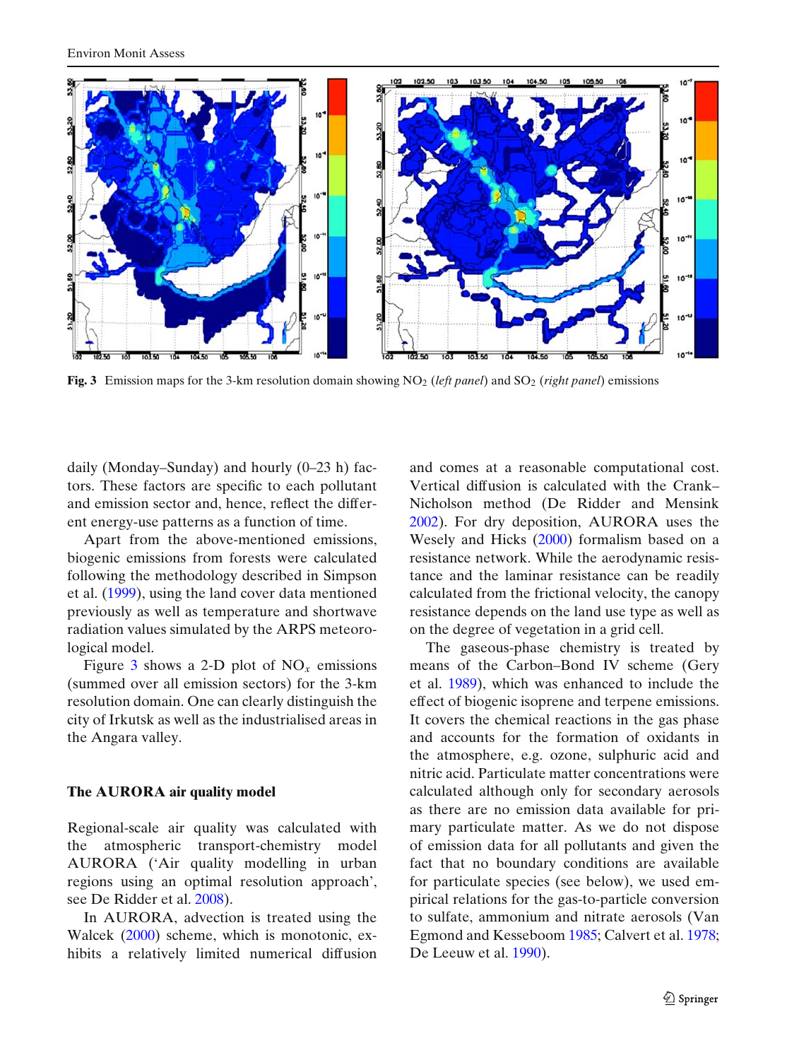**Fig. 3** Emission maps for the 3-km resolution domain showing $NO_2$ (*left panel*) and $SO_2$ (*right panel*) emissions

daily (Monday–Sunday) and hourly (0–23 h) factors. These factors are specific to each pollutant and emission sector and, hence, reflect the different energy-use patterns as a function of time.

Apart from the above-mentioned emissions, biogenic emissions from forests were calculated following the methodology described in Simpson et al. (1999), using the land cover data mentioned previously as well as temperature and shortwave radiation values simulated by the ARPS meteorological model.

Figure 3 shows a 2-D plot of $NO_x$ emissions (summed over all emission sectors) for the 3-km resolution domain. One can clearly distinguish the city of Irkutsk as well as the industrialised areas in the Angara valley.

## The AURORA air quality model

Regional-scale air quality was calculated with the atmospheric transport-chemistry model AURORA ('Air quality modelling in urban regions using an optimal resolution approach', see De Ridder et al. 2008).

In AURORA, advection is treated using the Walcek (2000) scheme, which is monotonic, exhibits a relatively limited numerical diffusion and comes at a reasonable computational cost. Vertical diffusion is calculated with the Crank–Nicholson method (De Ridder and Mensink 2002). For dry deposition, AURORA uses the Wesely and Hicks (2000) formalism based on a resistance network. While the aerodynamic resistance and the laminar resistance can be readily calculated from the frictional velocity, the canopy resistance depends on the land use type as well as on the degree of vegetation in a grid cell.

The gaseous-phase chemistry is treated by means of the Carbon–Bond IV scheme (Gery et al. 1989), which was enhanced to include the effect of biogenic isoprene and terpene emissions. It covers the chemical reactions in the gas phase and accounts for the formation of oxidants in the atmosphere, e.g. ozone, sulphuric acid and nitric acid. Particulate matter concentrations were calculated although only for secondary aerosols as there are no emission data available for primary particulate matter. As we do not dispose of emission data for all pollutants and given the fact that no boundary conditions are available for particulate species (see below), we used empirical relations for the gas-to-particle conversion to sulfate, ammonium and nitrate aerosols (Van Egmond and Kesseboom 1985; Calvert et al. 1978; De Leeuw et al. 1990).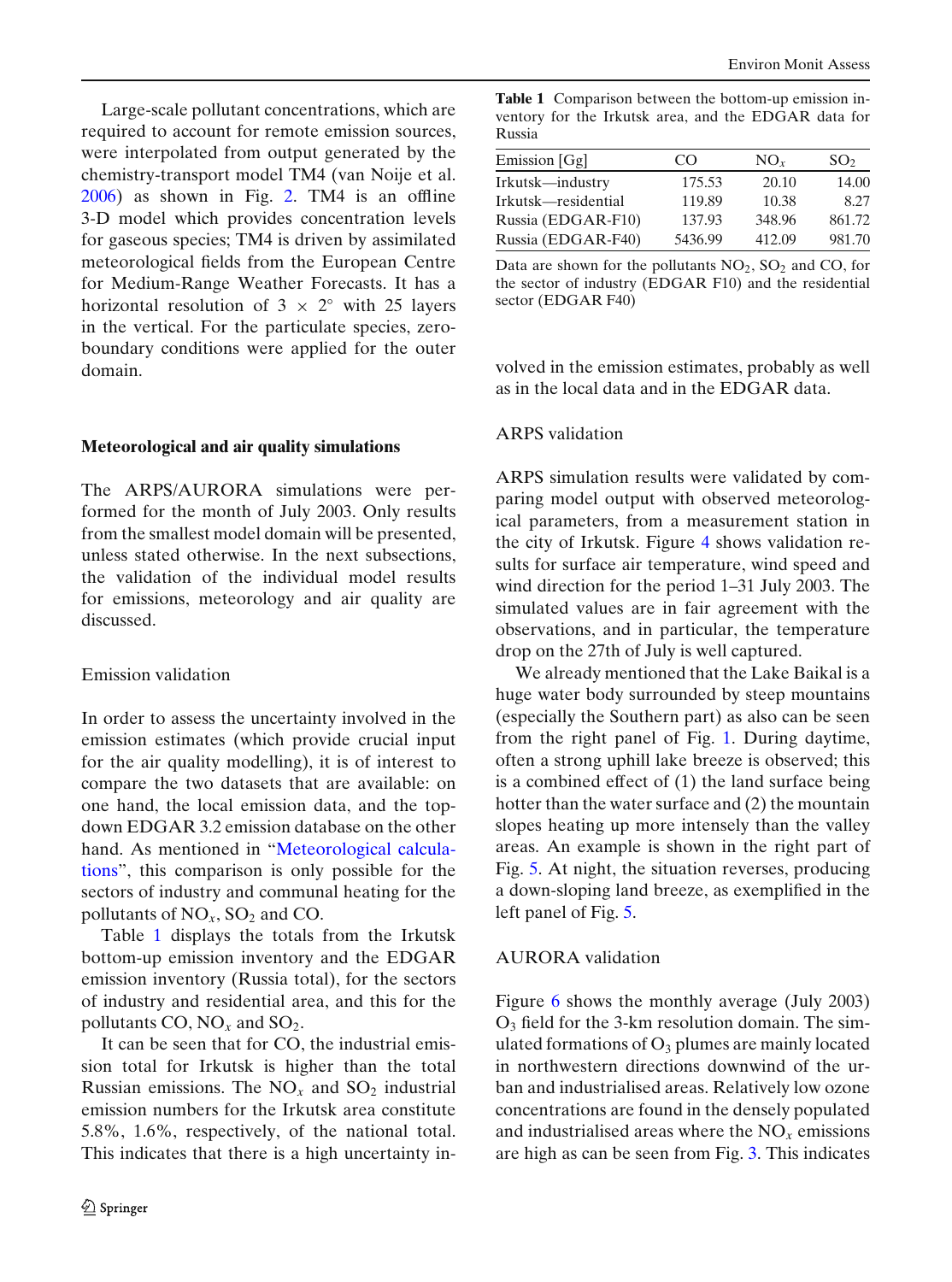Large-scale pollutant concentrations, which are required to account for remote emission sources, were interpolated from output generated by the chemistry-transport model TM4 (van Noije et al. 2006) as shown in Fig. 2. TM4 is an offline 3-D model which provides concentration levels for gaseous species; TM4 is driven by assimilated meteorological fields from the European Centre for Medium-Range Weather Forecasts. It has a horizontal resolution of 3 × 2° with 25 layers in the vertical. For the particulate species, zero-boundary conditions were applied for the outer domain.

## Meteorological and air quality simulations

The ARPS/AURORA simulations were performed for the month of July 2003. Only results from the smallest model domain will be presented, unless stated otherwise. In the next subsections, the validation of the individual model results for emissions, meteorology and air quality are discussed.

### Emission validation

In order to assess the uncertainty involved in the emission estimates (which provide crucial input for the air quality modelling), it is of interest to compare the two datasets that are available: on one hand, the local emission data, and the top-down EDGAR 3.2 emission database on the other hand. As mentioned in "Meteorological calculations", this comparison is only possible for the sectors of industry and communal heating for the pollutants $NO_x$, $SO_2$ and CO.

Table 1 displays the totals from the Irkutsk bottom-up emission inventory and the EDGAR emission inventory (Russia total), for the sectors of industry and residential area, and this for the pollutants CO, $NO_x$ and $SO_2$.

It can be seen that for CO, the industrial emission total for Irkutsk is higher than the total Russian emissions. The $NO_x$ and $SO_2$ industrial emission numbers for the Irkutsk area constitute 5.8%, 1.6%, respectively, of the national total. This indicates that there is a high uncertainty involved in the emission estimates, probably as well as in the local data and in the EDGAR data.

**Table 1** Comparison between the bottom-up emission inventory for the Irkutsk area, and the EDGAR data for Russia

| Emission [Gg] | CO | $NO_x$ | $SO_2$ |
|---|---|---|---|
| Irkutsk—industry | 175.53 | 20.10 | 14.00 |
| Irkutsk—residential | 119.89 | 10.38 | 8.27 |
| Russia (EDGAR-F10) | 137.93 | 348.96 | 861.72 |
| Russia (EDGAR-F40) | 5436.99 | 412.09 | 981.70 |

Data are shown for the pollutants $NO_2$, $SO_2$ and CO, for the sector of industry (EDGAR F10) and the residential sector (EDGAR F40)

### ARPS validation

ARPS simulation results were validated by comparing model output with observed meteorological parameters, from a measurement station in the city of Irkutsk. Figure 4 shows validation results for surface air temperature, wind speed and wind direction for the period 1–31 July 2003. The simulated values are in fair agreement with the observations, and in particular, the temperature drop on the 27th of July is well captured.

We already mentioned that the Lake Baikal is a huge water body surrounded by steep mountains (especially the Southern part) as also can be seen from the right panel of Fig. 1. During daytime, often a strong uphill lake breeze is observed; this is a combined effect of (1) the land surface being hotter than the water surface and (2) the mountain slopes heating up more intensely than the valley areas. An example is shown in the right part of Fig. 5. At night, the situation reverses, producing a down-sloping land breeze, as exemplified in the left panel of Fig. 5.

### AURORA validation

Figure 6 shows the monthly average (July 2003) $O_3$ field for the 3-km resolution domain. The simulated formations of $O_3$ plumes are mainly located in northwestern directions downwind of the urban and industrialised areas. Relatively low ozone concentrations are found in the densely populated and industrialised areas where the $NO_x$ emissions are high as can be seen from Fig. 3. This indicates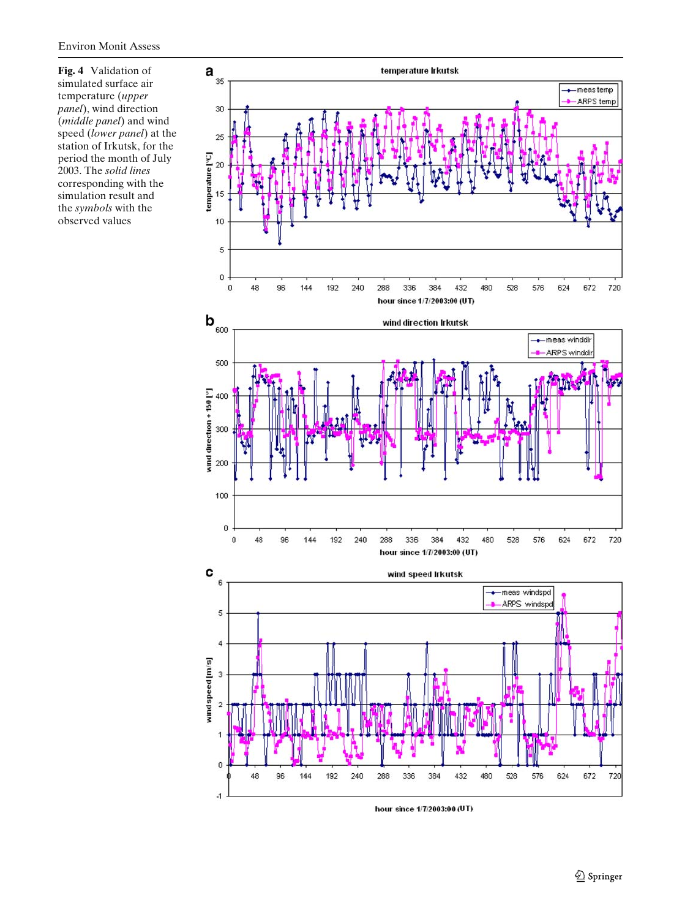**Fig. 4** Validation of simulated surface air temperature (*upper panel*), wind direction (*middle panel*) and wind speed (*lower panel*) at the station of Irkutsk, for the period the month of July 2003. The *solid lines* corresponding with the simulation result and the *symbols* with the observed values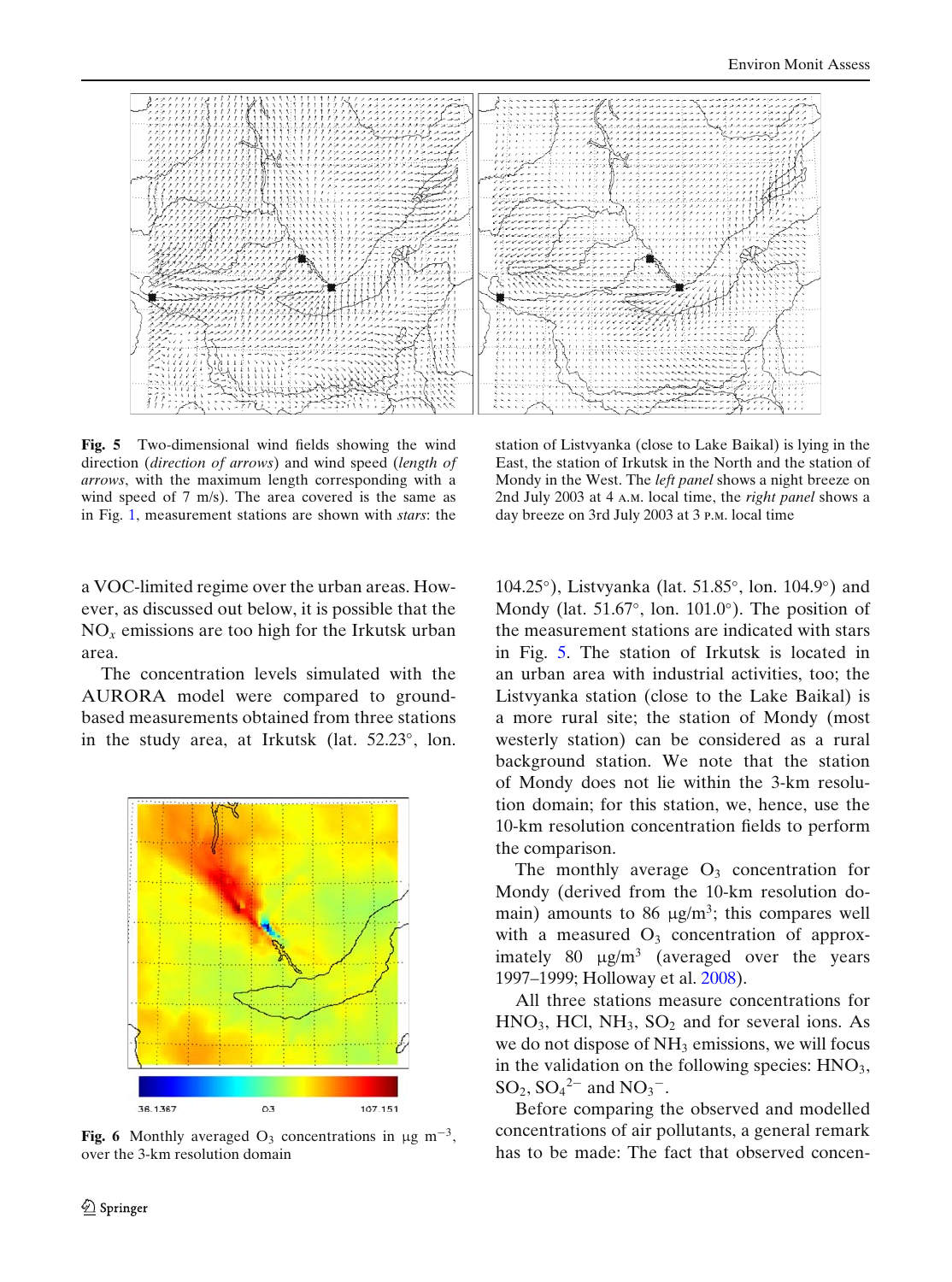**Fig. 5** Two-dimensional wind fields showing the wind direction (*direction of arrows*) and wind speed (*length of arrows*, with the maximum length corresponding with a wind speed of 7 m/s). The area covered is the same as in Fig. 1, measurement stations are shown with *stars*: the station of Listvyanka (close to Lake Baikal) is lying in the East, the station of Irkutsk in the North and the station of Mondy in the West. The *left panel* shows a night breeze on 2nd July 2003 at 4 A.M. local time, the *right panel* shows a day breeze on 3rd July 2003 at 3 P.M. local time

a VOC-limited regime over the urban areas. However, as discussed out below, it is possible that the $NO_x$ emissions are too high for the Irkutsk urban area.

The concentration levels simulated with the AURORA model were compared to ground-based measurements obtained from three stations in the study area, at Irkutsk (lat. 52.23°, lon. 104.25°), Listvyanka (lat. 51.85°, lon. 104.9°) and Mondy (lat. 51.67°, lon. 101.0°). The position of the measurement stations are indicated with stars in Fig. 5. The station of Irkutsk is located in an urban area with industrial activities, too; the Listvyanka station (close to the Lake Baikal) is a more rural site; the station of Mondy (most westerly station) can be considered as a rural background station. We note that the station of Mondy does not lie within the 3-km resolution domain; for this station, we, hence, use the 10-km resolution concentration fields to perform the comparison.

The monthly average $O_3$ concentration for Mondy (derived from the 10-km resolution domain) amounts to 86 μg/m$^3$; this compares well with a measured $O_3$ concentration of approximately 80 μg/m$^3$ (averaged over the years 1997–1999; Holloway et al. 2008).

All three stations measure concentrations for $HNO_3$, HCl, $NH_3$, $SO_2$ and for several ions. As we do not dispose of $NH_3$ emissions, we will focus in the validation on the following species: $HNO_3$, $SO_2$, $SO_4^{2-}$ and $NO_3^-$.

Before comparing the observed and modelled concentrations of air pollutants, a general remark has to be made: The fact that observed concen-

**Fig. 6** Monthly averaged $O_3$ concentrations in μg m$^{-3}$, over the 3-km resolution domain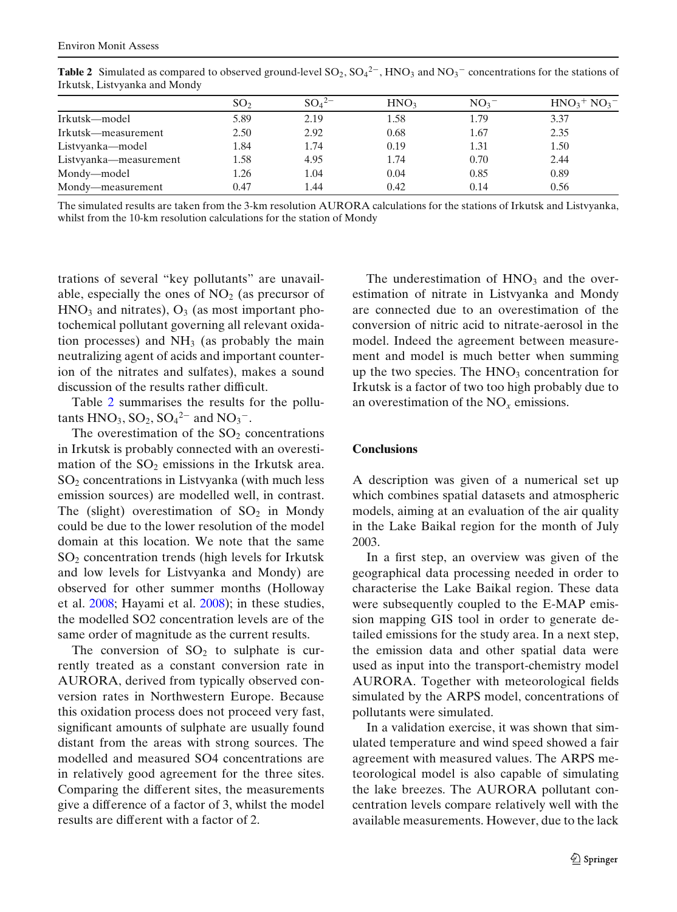**Table 2** Simulated as compared to observed ground-level $SO_2$, $SO_4^{2-}$, $HNO_3$ and $NO_3^-$ concentrations for the stations of Irkutsk, Listvyanka and Mondy

| | $SO_2$ | $SO_4^{2-}$ | $HNO_3$ | $NO_3^-$ | $HNO_3$+ $NO_3^-$ |
|---|---|---|---|---|---|
| Irkutsk—model | 5.89 | 2.19 | 1.58 | 1.79 | 3.37 |
| Irkutsk—measurement | 2.50 | 2.92 | 0.68 | 1.67 | 2.35 |
| Listvyanka—model | 1.84 | 1.74 | 0.19 | 1.31 | 1.50 |
| Listvyanka—measurement | 1.58 | 4.95 | 1.74 | 0.70 | 2.44 |
| Mondy—model | 1.26 | 1.04 | 0.04 | 0.85 | 0.89 |
| Mondy—measurement | 0.47 | 1.44 | 0.42 | 0.14 | 0.56 |

The simulated results are taken from the 3-km resolution AURORA calculations for the stations of Irkutsk and Listvyanka, whilst from the 10-km resolution calculations for the station of Mondy

trations of several "key pollutants" are unavailable, especially the ones of $NO_2$ (as precursor of $HNO_3$ and nitrates), $O_3$ (as most important photochemical pollutant governing all relevant oxidation processes) and $NH_3$ (as probably the main neutralizing agent of acids and important counterion of the nitrates and sulfates), makes a sound discussion of the results rather difficult.

Table 2 summarises the results for the pollutants $HNO_3$, $SO_2$, $SO_4^{2-}$ and $NO_3^-$.

The overestimation of the $SO_2$ concentrations in Irkutsk is probably connected with an overestimation of the $SO_2$ emissions in the Irkutsk area. $SO_2$ concentrations in Listvyanka (with much less emission sources) are modelled well, in contrast. The (slight) overestimation of $SO_2$ in Mondy could be due to the lower resolution of the model domain at this location. We note that the same $SO_2$ concentration trends (high levels for Irkutsk and low levels for Listvyanka and Mondy) are observed for other summer months (Holloway et al. 2008; Hayami et al. 2008); in these studies, the modelled SO2 concentration levels are of the same order of magnitude as the current results.

The conversion of $SO_2$ to sulphate is currently treated as a constant conversion rate in AURORA, derived from typically observed conversion rates in Northwestern Europe. Because this oxidation process does not proceed very fast, significant amounts of sulphate are usually found distant from the areas with strong sources. The modelled and measured SO4 concentrations are in relatively good agreement for the three sites. Comparing the different sites, the measurements give a difference of a factor of 3, whilst the model results are different with a factor of 2.

The underestimation of $HNO_3$ and the overestimation of nitrate in Listvyanka and Mondy are connected due to an overestimation of the conversion of nitric acid to nitrate-aerosol in the model. Indeed the agreement between measurement and model is much better when summing up the two species. The $HNO_3$ concentration for Irkutsk is a factor of two too high probably due to an overestimation of the $NO_x$ emissions.

## Conclusions

A description was given of a numerical set up which combines spatial datasets and atmospheric models, aiming at an evaluation of the air quality in the Lake Baikal region for the month of July 2003.

In a first step, an overview was given of the geographical data processing needed in order to characterise the Lake Baikal region. These data were subsequently coupled to the E-MAP emission mapping GIS tool in order to generate detailed emissions for the study area. In a next step, the emission data and other spatial data were used as input into the transport-chemistry model AURORA. Together with meteorological fields simulated by the ARPS model, concentrations of pollutants were simulated.

In a validation exercise, it was shown that simulated temperature and wind speed showed a fair agreement with measured values. The ARPS meteorological model is also capable of simulating the lake breezes. The AURORA pollutant concentration levels compare relatively well with the available measurements. However, due to the lack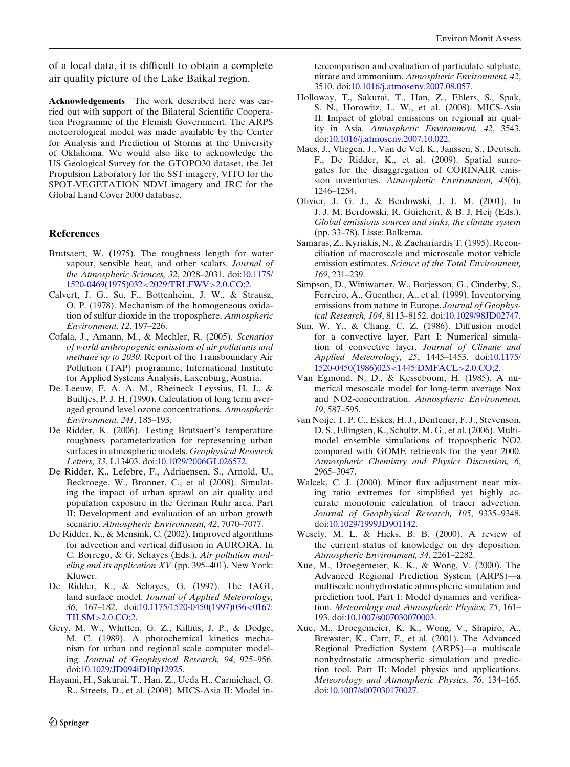of a local data, it is difficult to obtain a complete air quality picture of the Lake Baikal region.

**Acknowledgements** The work described here was carried out with support of the Bilateral Scientific Cooperation Programme of the Flemish Government. The ARPS meteorological model was made available by the Center for Analysis and Prediction of Storms at the University of Oklahoma. We would also like to acknowledge the US Geological Survey for the GTOPO30 dataset, the Jet Propulsion Laboratory for the SST imagery, VITO for the SPOT-VEGETATION NDVI imagery and JRC for the Global Land Cover 2000 database.

## References

Brutsaert, W. (1975). The roughness length for water vapour, sensible heat, and other scalars. *Journal of the Atmospheric Sciences, 32*, 2028–2031. doi:10.1175/1520-0469(1975)032<2029:TRLFWV>2.0.CO;2.

Calvert, J. G., Su, F., Bottenheim, J. W., & Strausz, O. P. (1978). Mechanism of the homogeneous oxidation of sulfur dioxide in the troposphere. *Atmospheric Environment, 12*, 197–226.

Cofala, J., Amann, M., & Mechler, R. (2005). *Scenarios of world anthropogenic emissions of air pollutants and methane up to 2030*. Report of the Transboundary Air Pollution (TAP) programme, International Institute for Applied Systems Analysis, Laxenburg, Austria.

De Leeuw, F. A. A. M., Rheineck Leyssius, H. J., & Builtjes, P. J. H. (1990). Calculation of long term averaged ground level ozone concentrations. *Atmospheric Environment, 241*, 185–193.

De Ridder, K. (2006). Testing Brutsaert's temperature roughness parameterization for representing urban surfaces in atmospheric models. *Geophysical Research Letters, 33*, L13403. doi:10.1029/2006GL026572.

De Ridder, K., Lefebre, F., Adriaensen, S., Arnold, U., Beckroege, W., Bronner, C., et al (2008). Simulating the impact of urban sprawl on air quality and population exposure in the German Ruhr area. Part II: Development and evaluation of an urban growth scenario. *Atmospheric Environment, 42*, 7070–7077.

De Ridder, K., & Mensink, C. (2002). Improved algorithms for advection and vertical diffusion in AURORA. In C. Borrego, & G. Schayes (Eds.), *Air pollution modeling and its application XV* (pp. 395–401). New York: Kluwer.

De Ridder, K., & Schayes, G. (1997). The IAGL land surface model. *Journal of Applied Meteorology, 36*, 167–182. doi:10.1175/1520-0450(1997)036<0167:TILSM>2.0.CO;2.

Gery, M. W., Whitten, G. Z., Killius, J. P., & Dodge, M. C. (1989). A photochemical kinetics mechanism for urban and regional scale computer modeling. *Journal of Geophysical Research, 94*, 925–956. doi:10.1029/JD094iD10p12925.

Hayami, H., Sakurai, T., Han, Z., Ueda H., Carmichael, G. R., Streets, D., et al. (2008). MICS-Asia II: Model intercomparison and evaluation of particulate sulphate, nitrate and ammonium. *Atmospheric Environment, 42*, 3510. doi:10.1016/j.atmosenv.2007.08.057.

Holloway, T., Sakurai, T., Han, Z., Ehlers, S., Spak, S. N., Horowitz, L. W., et al. (2008). MICS-Asia II: Impact of global emissions on regional air quality in Asia. *Atmospheric Environment, 42*, 3543. doi:10.1016/j.atmosenv.2007.10.022.

Maes, J., Vliegen, J., Van de Vel, K., Janssen, S., Deutsch, F., De Ridder, K., et al. (2009). Spatial surrogates for the disaggregation of CORINAIR emission inventories. *Atmospheric Environment, 43*(6), 1246–1254.

Olivier, J. G. J., & Berdowski, J. J. M. (2001). In J. J. M. Berdowski, R. Guicherit, & B. J. Heij (Eds.), *Global emissions sources and sinks, the climate system* (pp. 33–78). Lisse: Balkema.

Samaras, Z., Kyriakis, N., & Zachariardis T. (1995). Reconciliation of macroscale and microscale motor vehicle emission estimates. *Science of the Total Environment, 169*, 231–239.

Simpson, D., Winiwarter, W., Borjesson, G., Cinderby, S., Ferreiro, A., Guenther, A., et al. (1999). Inventorying emissions from nature in Europe. *Journal of Geophysical Research, 104*, 8113–8152. doi:10.1029/98JD02747.

Sun, W. Y., & Chang, C. Z. (1986). Diffusion model for a convective layer. Part I: Numerical simulation of convective layer. *Journal of Climate and Applied Meteorology, 25*, 1445–1453. doi:10.1175/1520-0450(1986)025<1445:DMFACL>2.0.CO;2.

Van Egmond, N. D., & Kesseboom, H. (1985). A numerical mesoscale model for long-term average Nox and NO2-concentration. *Atmospheric Environment, 19*, 587–595.

van Noije, T. P. C., Eskes, H. J., Dentener, F. J., Stevenson, D. S., Ellingsen, K., Schultz, M. G., et al. (2006). Multi-model ensemble simulations of tropospheric NO2 compared with GOME retrievals for the year 2000. *Atmospheric Chemistry and Physics Discussion, 6*, 2965–3047.

Walcek, C. J. (2000). Minor flux adjustment near mixing ratio extremes for simplified yet highly accurate monotonic calculation of tracer advection. *Journal of Geophysical Research, 105*, 9335–9348. doi:10.1029/1999JD901142.

Wesely, M. L. & Hicks, B. B. (2000). A review of the current status of knowledge on dry deposition. *Atmospheric Environment, 34*, 2261–2282.

Xue, M., Droegemeier, K. K., & Wong, V. (2000). The Advanced Regional Prediction System (ARPS)—a multiscale nonhydrostatic atmospheric simulation and prediction tool. Part I: Model dynamics and verification. *Meteorology and Atmospheric Physics, 75*, 161–193. doi:10.1007/s007030070003.

Xue, M., Droegemeier, K. K., Wong, V., Shapiro, A., Brewster, K., Carr, F., et al. (2001). The Advanced Regional Prediction System (ARPS)—a multiscale nonhydrostatic atmospheric simulation and prediction tool. Part II: Model physics and applications. *Meteorology and Atmospheric Physics, 76*, 134–165. doi:10.1007/s007030170027.